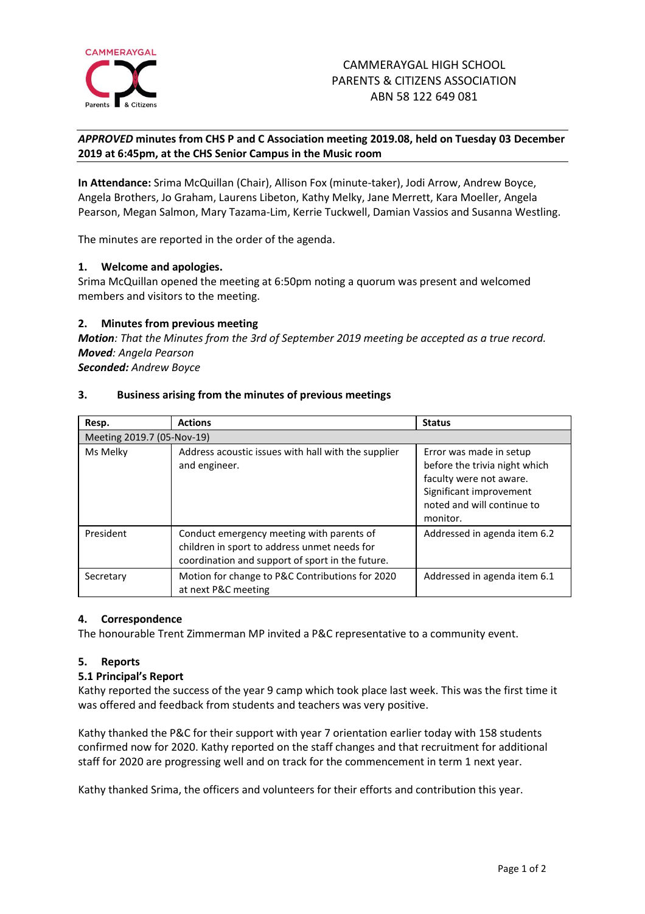CAMMERAYGAL HIGH SCHOOL
PARENTS & CITIZENS ASSOCIATION
ABN 58 122 649 081

***APPROVED* minutes from CHS P and C Association meeting 2019.08, held on Tuesday 03 December 2019 at 6:45pm, at the CHS Senior Campus in the Music room**

**In Attendance:** Srima McQuillan (Chair), Allison Fox (minute-taker), Jodi Arrow, Andrew Boyce, Angela Brothers, Jo Graham, Laurens Libeton, Kathy Melky, Jane Merrett, Kara Moeller, Angela Pearson, Megan Salmon, Mary Tazama-Lim, Kerrie Tuckwell, Damian Vassios and Susanna Westling.

The minutes are reported in the order of the agenda.

### 1. Welcome and apologies.

Srima McQuillan opened the meeting at 6:50pm noting a quorum was present and welcomed members and visitors to the meeting.

### 2. Minutes from previous meeting

***Motion**: That the Minutes from the 3rd of September 2019 meeting be accepted as a true record.*
***Moved**: Angela Pearson*
***Seconded:** Andrew Boyce*

### 3. Business arising from the minutes of previous meetings

| Resp. | Actions | Status |
|---|---|---|
| Meeting 2019.7 (05-Nov-19) | | |
| Ms Melky | Address acoustic issues with hall with the supplier and engineer. | Error was made in setup before the trivia night which faculty were not aware. Significant improvement noted and will continue to monitor. |
| President | Conduct emergency meeting with parents of children in sport to address unmet needs for coordination and support of sport in the future. | Addressed in agenda item 6.2 |
| Secretary | Motion for change to P&C Contributions for 2020 at next P&C meeting | Addressed in agenda item 6.1 |

### 4. Correspondence

The honourable Trent Zimmerman MP invited a P&C representative to a community event.

### 5. Reports

#### 5.1 Principal's Report

Kathy reported the success of the year 9 camp which took place last week. This was the first time it was offered and feedback from students and teachers was very positive.

Kathy thanked the P&C for their support with year 7 orientation earlier today with 158 students confirmed now for 2020. Kathy reported on the staff changes and that recruitment for additional staff for 2020 are progressing well and on track for the commencement in term 1 next year.

Kathy thanked Srima, the officers and volunteers for their efforts and contribution this year.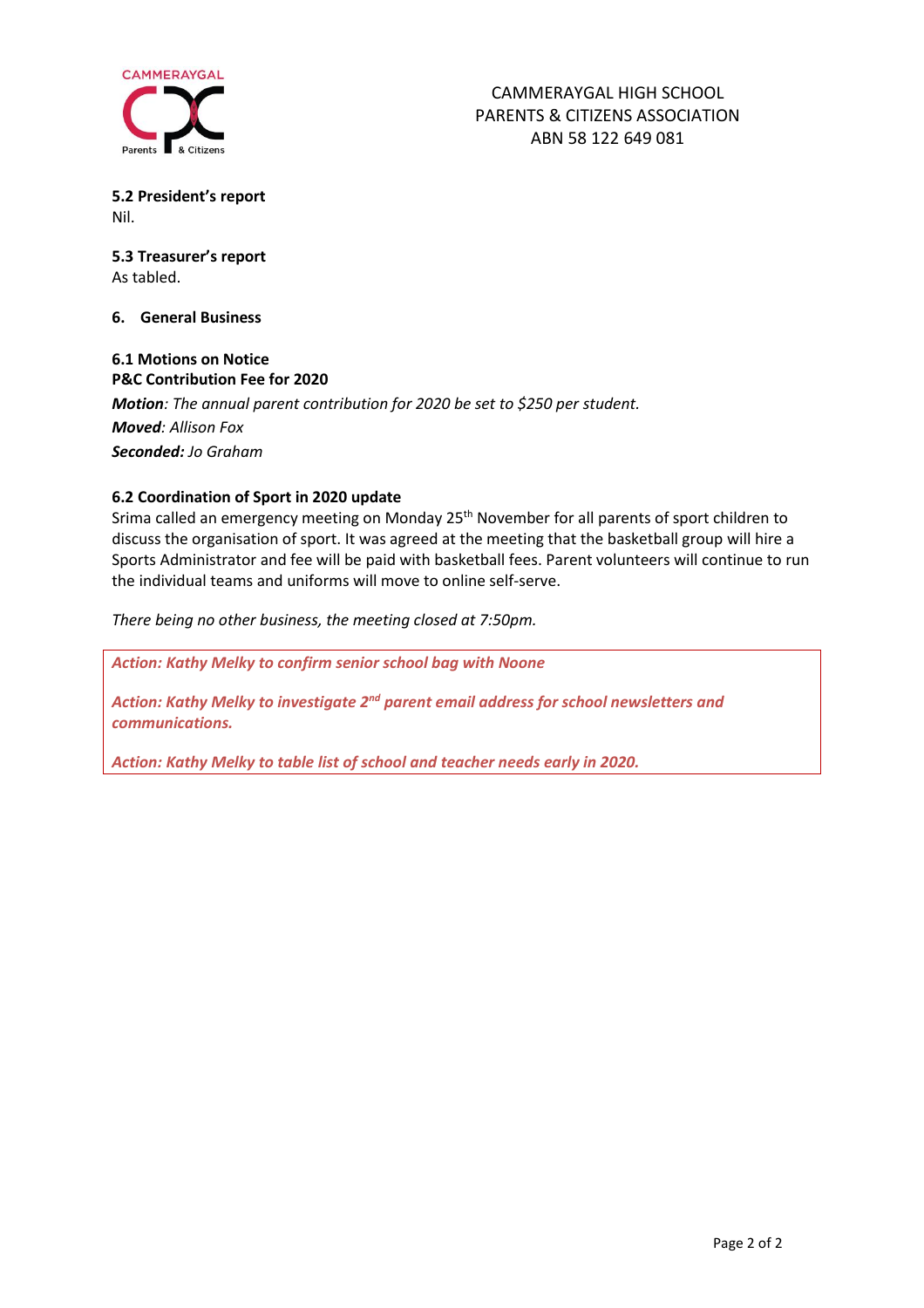CAMMERAYGAL HIGH SCHOOL
PARENTS & CITIZENS ASSOCIATION
ABN 58 122 649 081

**5.2 President's report**
Nil.

**5.3 Treasurer's report**
As tabled.

**6. General Business**

**6.1 Motions on Notice**
**P&C Contribution Fee for 2020**

***Motion***: *The annual parent contribution for 2020 be set to $250 per student.*
***Moved***: *Allison Fox*
***Seconded:*** *Jo Graham*

**6.2 Coordination of Sport in 2020 update**
Srima called an emergency meeting on Monday 25th November for all parents of sport children to discuss the organisation of sport. It was agreed at the meeting that the basketball group will hire a Sports Administrator and fee will be paid with basketball fees. Parent volunteers will continue to run the individual teams and uniforms will move to online self-serve.

*There being no other business, the meeting closed at 7:50pm.*

***Action: Kathy Melky to confirm senior school bag with Noone***

***Action: Kathy Melky to investigate 2nd parent email address for school newsletters and communications.***

***Action: Kathy Melky to table list of school and teacher needs early in 2020.***